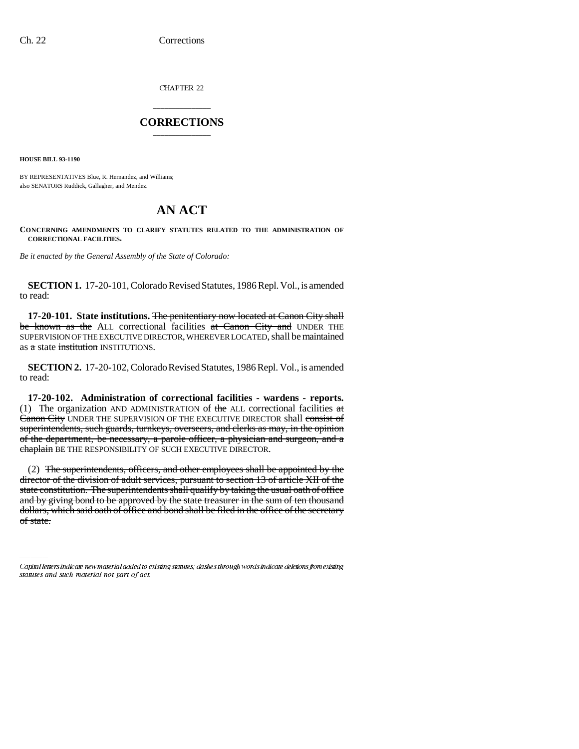CHAPTER 22

# CORRECTIONS

**HOUSE BILL 93-1190**

BY REPRESENTATIVES Blue, R. Hernandez, and Williams;
also SENATORS Ruddick, Gallagher, and Mendez.

# AN ACT

**CONCERNING AMENDMENTS TO CLARIFY STATUTES RELATED TO THE ADMINISTRATION OF CORRECTIONAL FACILITIES.**

*Be it enacted by the General Assembly of the State of Colorado:*

**SECTION 1.** 17-20-101, Colorado Revised Statutes, 1986 Repl. Vol., is amended to read:

**17-20-101. State institutions.** ~~The penitentiary now located at Canon City shall be known as the~~ ALL correctional facilities ~~at Canon City and~~ UNDER THE SUPERVISION OF THE EXECUTIVE DIRECTOR, WHEREVER LOCATED, shall be maintained as ~~a~~ state ~~institution~~ INSTITUTIONS.

**SECTION 2.** 17-20-102, Colorado Revised Statutes, 1986 Repl. Vol., is amended to read:

**17-20-102. Administration of correctional facilities - wardens - reports.** (1) The organization AND ADMINISTRATION of ~~the~~ ALL correctional facilities ~~at Canon City~~ UNDER THE SUPERVISION OF THE EXECUTIVE DIRECTOR shall ~~consist of superintendents, such guards, turnkeys, overseers, and clerks as may, in the opinion of the department, be necessary, a parole officer, a physician and surgeon, and a chaplain~~ BE THE RESPONSIBILITY OF SUCH EXECUTIVE DIRECTOR.

(2) ~~The superintendents, officers, and other employees shall be appointed by the director of the division of adult services, pursuant to section 13 of article XII of the state constitution. The superintendents shall qualify by taking the usual oath of office and by giving bond to be approved by the state treasurer in the sum of ten thousand dollars, which said oath of office and bond shall be filed in the office of the secretary of state.~~

Capital letters indicate new material added to existing statutes; dashes through words indicate deletions from existing statutes and such material not part of act.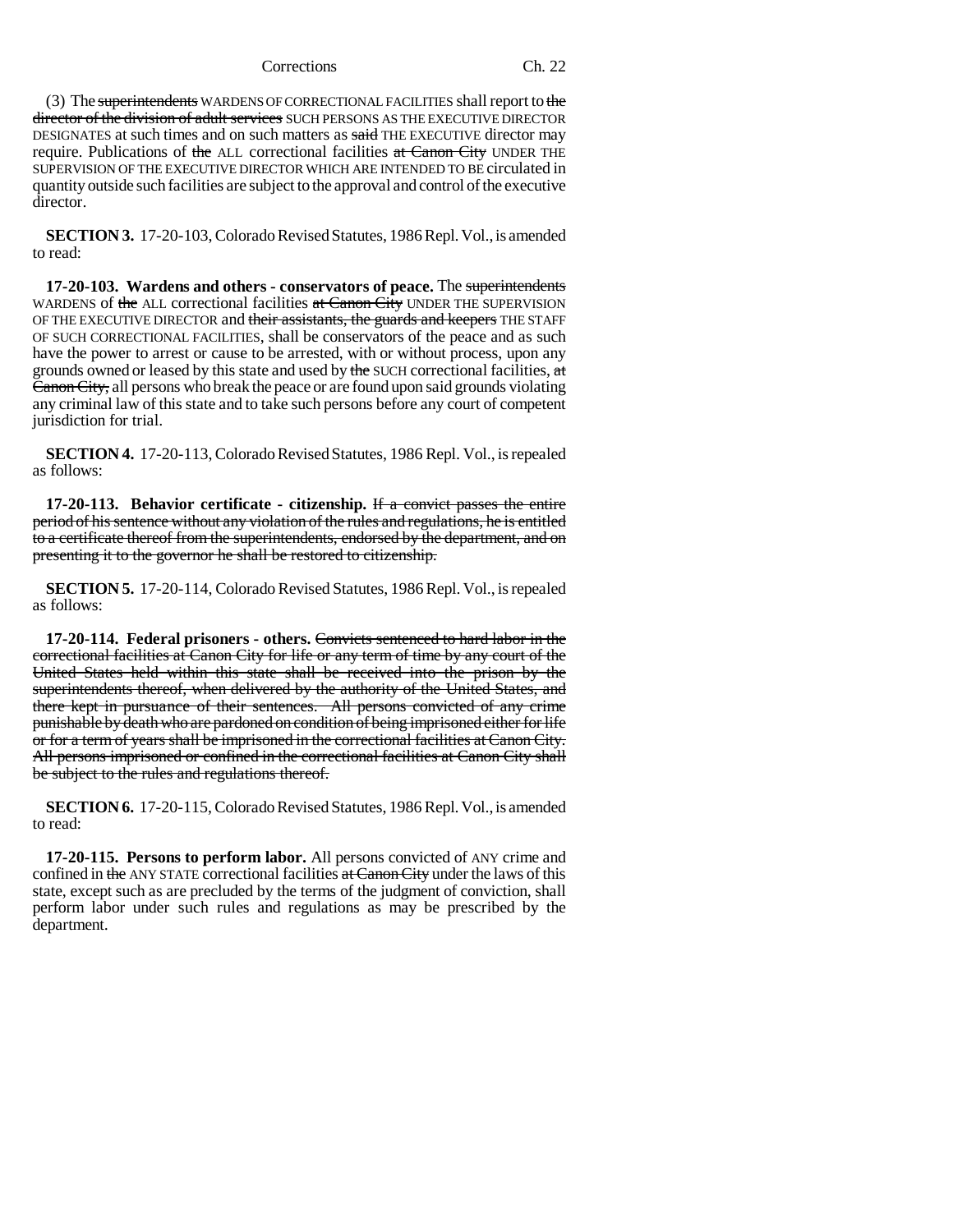(3) The ~~superintendents~~ WARDENS OF CORRECTIONAL FACILITIES shall report to ~~the director of the division of adult services~~ SUCH PERSONS AS THE EXECUTIVE DIRECTOR DESIGNATES at such times and on such matters as ~~said~~ THE EXECUTIVE director may require. Publications of ~~the~~ ALL correctional facilities ~~at Canon City~~ UNDER THE SUPERVISION OF THE EXECUTIVE DIRECTOR WHICH ARE INTENDED TO BE circulated in quantity outside such facilities are subject to the approval and control of the executive director.

**SECTION 3.** 17-20-103, Colorado Revised Statutes, 1986 Repl. Vol., is amended to read:

**17-20-103. Wardens and others - conservators of peace.** The ~~superintendents~~ WARDENS of ~~the~~ ALL correctional facilities ~~at Canon City~~ UNDER THE SUPERVISION OF THE EXECUTIVE DIRECTOR and ~~their assistants, the guards and keepers~~ THE STAFF OF SUCH CORRECTIONAL FACILITIES, shall be conservators of the peace and as such have the power to arrest or cause to be arrested, with or without process, upon any grounds owned or leased by this state and used by ~~the~~ SUCH correctional facilities, ~~at Canon City,~~ all persons who break the peace or are found upon said grounds violating any criminal law of this state and to take such persons before any court of competent jurisdiction for trial.

**SECTION 4.** 17-20-113, Colorado Revised Statutes, 1986 Repl. Vol., is repealed as follows:

**17-20-113. Behavior certificate - citizenship.** ~~If a convict passes the entire period of his sentence without any violation of the rules and regulations, he is entitled to a certificate thereof from the superintendents, endorsed by the department, and on presenting it to the governor he shall be restored to citizenship.~~

**SECTION 5.** 17-20-114, Colorado Revised Statutes, 1986 Repl. Vol., is repealed as follows:

**17-20-114. Federal prisoners - others.** ~~Convicts sentenced to hard labor in the correctional facilities at Canon City for life or any term of time by any court of the United States held within this state shall be received into the prison by the superintendents thereof, when delivered by the authority of the United States, and there kept in pursuance of their sentences. All persons convicted of any crime punishable by death who are pardoned on condition of being imprisoned either for life or for a term of years shall be imprisoned in the correctional facilities at Canon City. All persons imprisoned or confined in the correctional facilities at Canon City shall be subject to the rules and regulations thereof.~~

**SECTION 6.** 17-20-115, Colorado Revised Statutes, 1986 Repl. Vol., is amended to read:

**17-20-115. Persons to perform labor.** All persons convicted of ANY crime and confined in ~~the~~ ANY STATE correctional facilities ~~at Canon City~~ under the laws of this state, except such as are precluded by the terms of the judgment of conviction, shall perform labor under such rules and regulations as may be prescribed by the department.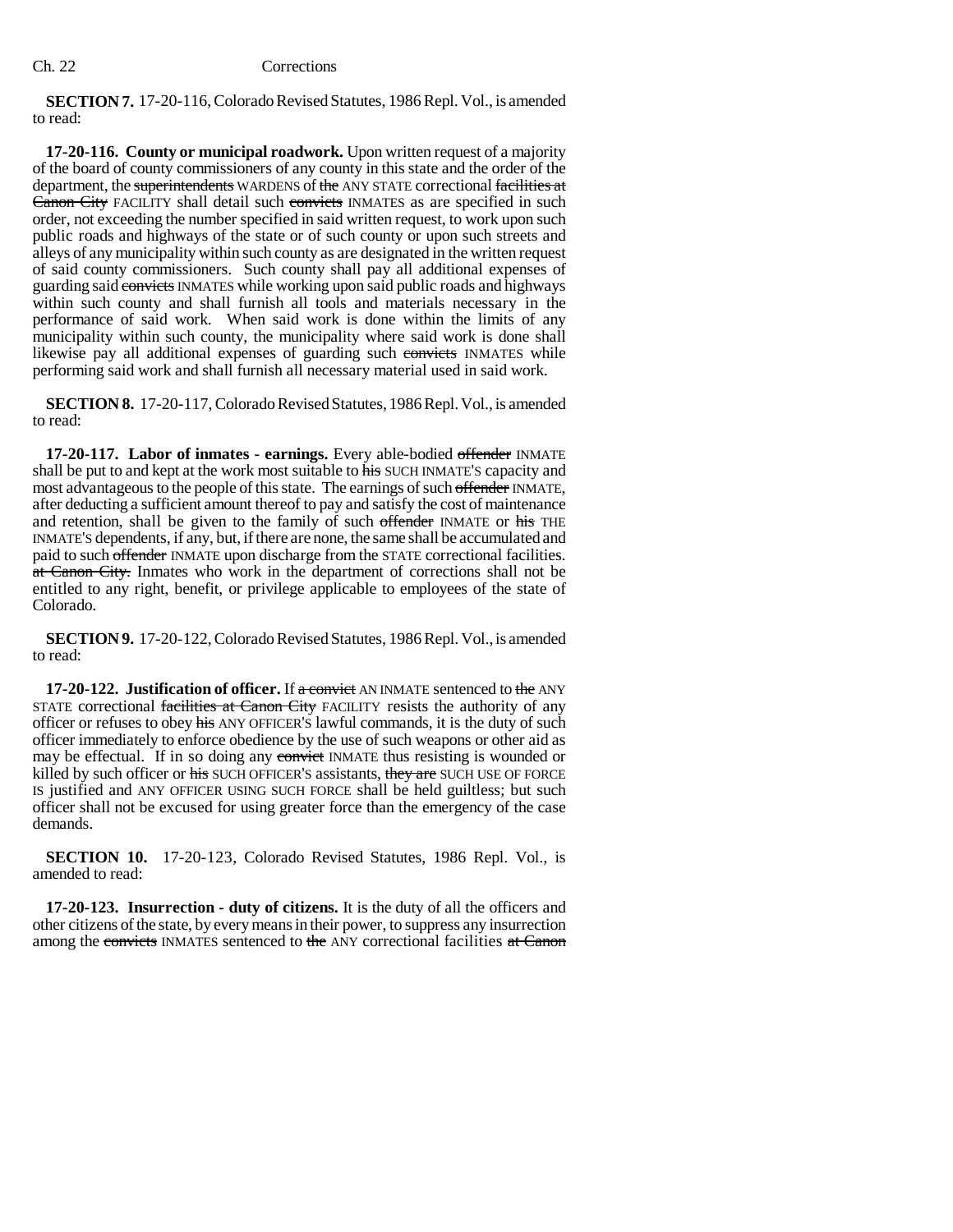**SECTION 7.** 17-20-116, Colorado Revised Statutes, 1986 Repl. Vol., is amended to read:

**17-20-116. County or municipal roadwork.** Upon written request of a majority of the board of county commissioners of any county in this state and the order of the department, the ~~superintendents~~ WARDENS of ~~the~~ ANY STATE correctional ~~facilities at Canon City~~ FACILITY shall detail such ~~convicts~~ INMATES as are specified in such order, not exceeding the number specified in said written request, to work upon such public roads and highways of the state or of such county or upon such streets and alleys of any municipality within such county as are designated in the written request of said county commissioners. Such county shall pay all additional expenses of guarding said ~~convicts~~ INMATES while working upon said public roads and highways within such county and shall furnish all tools and materials necessary in the performance of said work. When said work is done within the limits of any municipality within such county, the municipality where said work is done shall likewise pay all additional expenses of guarding such ~~convicts~~ INMATES while performing said work and shall furnish all necessary material used in said work.

**SECTION 8.** 17-20-117, Colorado Revised Statutes, 1986 Repl. Vol., is amended to read:

**17-20-117. Labor of inmates - earnings.** Every able-bodied ~~offender~~ INMATE shall be put to and kept at the work most suitable to ~~his~~ SUCH INMATE'S capacity and most advantageous to the people of this state. The earnings of such ~~offender~~ INMATE, after deducting a sufficient amount thereof to pay and satisfy the cost of maintenance and retention, shall be given to the family of such ~~offender~~ INMATE or ~~his~~ THE INMATE'S dependents, if any, but, if there are none, the same shall be accumulated and paid to such ~~offender~~ INMATE upon discharge from the STATE correctional facilities. ~~at Canon City.~~ Inmates who work in the department of corrections shall not be entitled to any right, benefit, or privilege applicable to employees of the state of Colorado.

**SECTION 9.** 17-20-122, Colorado Revised Statutes, 1986 Repl. Vol., is amended to read:

**17-20-122. Justification of officer.** If ~~a convict~~ AN INMATE sentenced to ~~the~~ ANY STATE correctional ~~facilities at Canon City~~ FACILITY resists the authority of any officer or refuses to obey ~~his~~ ANY OFFICER'S lawful commands, it is the duty of such officer immediately to enforce obedience by the use of such weapons or other aid as may be effectual. If in so doing any ~~convict~~ INMATE thus resisting is wounded or killed by such officer or ~~his~~ SUCH OFFICER'S assistants, ~~they are~~ SUCH USE OF FORCE IS justified and ANY OFFICER USING SUCH FORCE shall be held guiltless; but such officer shall not be excused for using greater force than the emergency of the case demands.

**SECTION 10.** 17-20-123, Colorado Revised Statutes, 1986 Repl. Vol., is amended to read:

**17-20-123. Insurrection - duty of citizens.** It is the duty of all the officers and other citizens of the state, by every means in their power, to suppress any insurrection among the ~~convicts~~ INMATES sentenced to ~~the~~ ANY correctional facilities ~~at Canon~~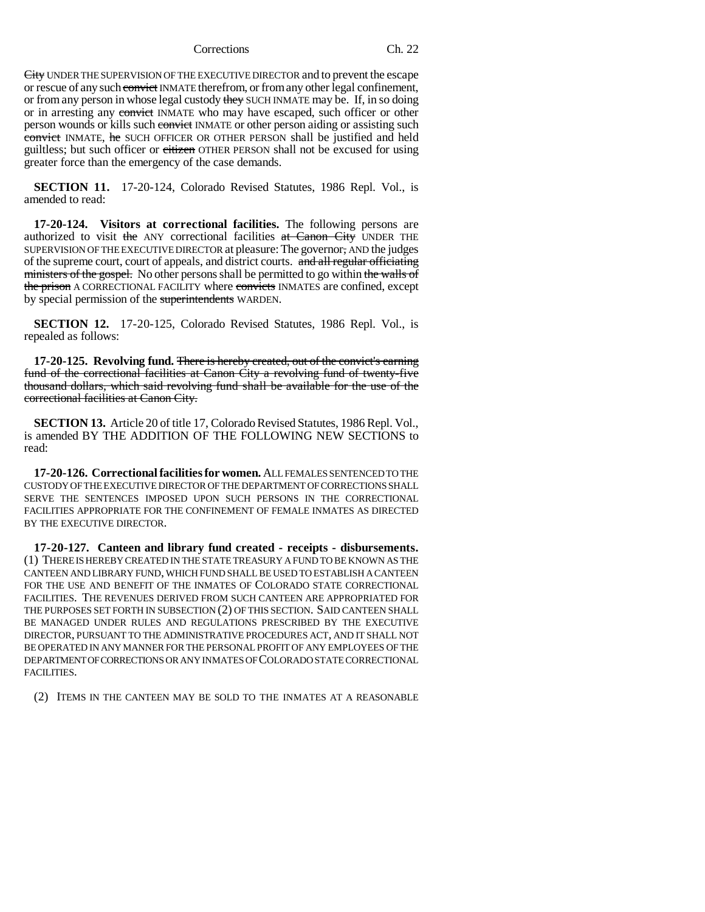City UNDER THE SUPERVISION OF THE EXECUTIVE DIRECTOR and to prevent the escape or rescue of any such convict INMATE therefrom, or from any other legal confinement, or from any person in whose legal custody they SUCH INMATE may be. If, in so doing or in arresting any convict INMATE who may have escaped, such officer or other person wounds or kills such convict INMATE or other person aiding or assisting such convict INMATE, he SUCH OFFICER OR OTHER PERSON shall be justified and held guiltless; but such officer or citizen OTHER PERSON shall not be excused for using greater force than the emergency of the case demands.

**SECTION 11.** 17-20-124, Colorado Revised Statutes, 1986 Repl. Vol., is amended to read:

**17-20-124. Visitors at correctional facilities.** The following persons are authorized to visit the ANY correctional facilities at Canon City UNDER THE SUPERVISION OF THE EXECUTIVE DIRECTOR at pleasure: The governor, AND the judges of the supreme court, court of appeals, and district courts. and all regular officiating ministers of the gospel. No other persons shall be permitted to go within the walls of the prison A CORRECTIONAL FACILITY where convicts INMATES are confined, except by special permission of the superintendents WARDEN.

**SECTION 12.** 17-20-125, Colorado Revised Statutes, 1986 Repl. Vol., is repealed as follows:

**17-20-125. Revolving fund.** There is hereby created, out of the convict's earning fund of the correctional facilities at Canon City a revolving fund of twenty-five thousand dollars, which said revolving fund shall be available for the use of the correctional facilities at Canon City.

**SECTION 13.** Article 20 of title 17, Colorado Revised Statutes, 1986 Repl. Vol., is amended BY THE ADDITION OF THE FOLLOWING NEW SECTIONS to read:

**17-20-126. Correctional facilities for women.** ALL FEMALES SENTENCED TO THE CUSTODY OF THE EXECUTIVE DIRECTOR OF THE DEPARTMENT OF CORRECTIONS SHALL SERVE THE SENTENCES IMPOSED UPON SUCH PERSONS IN THE CORRECTIONAL FACILITIES APPROPRIATE FOR THE CONFINEMENT OF FEMALE INMATES AS DIRECTED BY THE EXECUTIVE DIRECTOR.

**17-20-127. Canteen and library fund created - receipts - disbursements.** (1) THERE IS HEREBY CREATED IN THE STATE TREASURY A FUND TO BE KNOWN AS THE CANTEEN AND LIBRARY FUND, WHICH FUND SHALL BE USED TO ESTABLISH A CANTEEN FOR THE USE AND BENEFIT OF THE INMATES OF COLORADO STATE CORRECTIONAL FACILITIES. THE REVENUES DERIVED FROM SUCH CANTEEN ARE APPROPRIATED FOR THE PURPOSES SET FORTH IN SUBSECTION (2) OF THIS SECTION. SAID CANTEEN SHALL BE MANAGED UNDER RULES AND REGULATIONS PRESCRIBED BY THE EXECUTIVE DIRECTOR, PURSUANT TO THE ADMINISTRATIVE PROCEDURES ACT, AND IT SHALL NOT BE OPERATED IN ANY MANNER FOR THE PERSONAL PROFIT OF ANY EMPLOYEES OF THE DEPARTMENT OF CORRECTIONS OR ANY INMATES OF COLORADO STATE CORRECTIONAL FACILITIES.

(2) ITEMS IN THE CANTEEN MAY BE SOLD TO THE INMATES AT A REASONABLE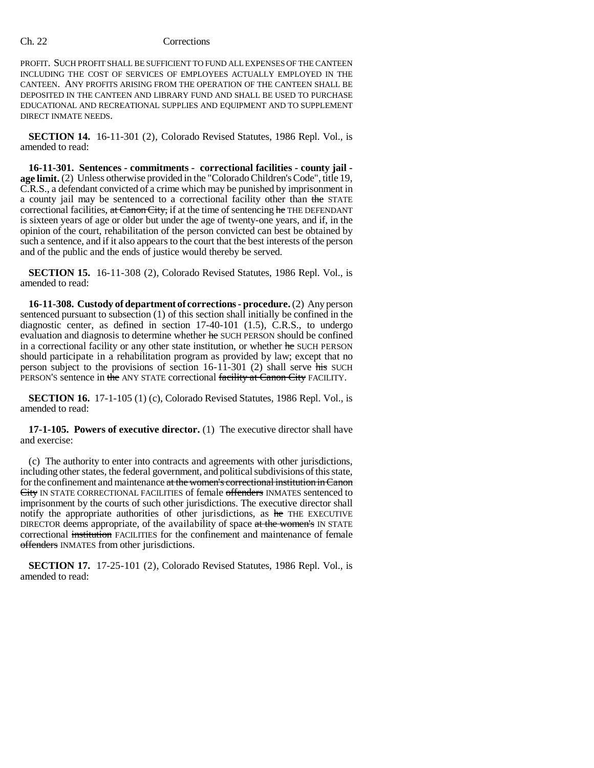PROFIT. SUCH PROFIT SHALL BE SUFFICIENT TO FUND ALL EXPENSES OF THE CANTEEN INCLUDING THE COST OF SERVICES OF EMPLOYEES ACTUALLY EMPLOYED IN THE CANTEEN. ANY PROFITS ARISING FROM THE OPERATION OF THE CANTEEN SHALL BE DEPOSITED IN THE CANTEEN AND LIBRARY FUND AND SHALL BE USED TO PURCHASE EDUCATIONAL AND RECREATIONAL SUPPLIES AND EQUIPMENT AND TO SUPPLEMENT DIRECT INMATE NEEDS.

**SECTION 14.** 16-11-301 (2), Colorado Revised Statutes, 1986 Repl. Vol., is amended to read:

**16-11-301. Sentences - commitments - correctional facilities - county jail - age limit.** (2) Unless otherwise provided in the "Colorado Children's Code", title 19, C.R.S., a defendant convicted of a crime which may be punished by imprisonment in a county jail may be sentenced to a correctional facility other than ~~the~~ STATE correctional facilities, ~~at Canon City,~~ if at the time of sentencing ~~he~~ THE DEFENDANT is sixteen years of age or older but under the age of twenty-one years, and if, in the opinion of the court, rehabilitation of the person convicted can best be obtained by such a sentence, and if it also appears to the court that the best interests of the person and of the public and the ends of justice would thereby be served.

**SECTION 15.** 16-11-308 (2), Colorado Revised Statutes, 1986 Repl. Vol., is amended to read:

**16-11-308. Custody of department of corrections - procedure.** (2) Any person sentenced pursuant to subsection (1) of this section shall initially be confined in the diagnostic center, as defined in section 17-40-101 (1.5), C.R.S., to undergo evaluation and diagnosis to determine whether ~~he~~ SUCH PERSON should be confined in a correctional facility or any other state institution, or whether ~~he~~ SUCH PERSON should participate in a rehabilitation program as provided by law; except that no person subject to the provisions of section 16-11-301 (2) shall serve ~~his~~ SUCH PERSON'S sentence in ~~the~~ ANY STATE correctional ~~facility at Canon City~~ FACILITY.

**SECTION 16.** 17-1-105 (1) (c), Colorado Revised Statutes, 1986 Repl. Vol., is amended to read:

**17-1-105. Powers of executive director.** (1) The executive director shall have and exercise:

(c) The authority to enter into contracts and agreements with other jurisdictions, including other states, the federal government, and political subdivisions of this state, for the confinement and maintenance ~~at the women's correctional institution in Canon City~~ IN STATE CORRECTIONAL FACILITIES of female ~~offenders~~ INMATES sentenced to imprisonment by the courts of such other jurisdictions. The executive director shall notify the appropriate authorities of other jurisdictions, as ~~he~~ THE EXECUTIVE DIRECTOR deems appropriate, of the availability of space ~~at the women's~~ IN STATE correctional ~~institution~~ FACILITIES for the confinement and maintenance of female ~~offenders~~ INMATES from other jurisdictions.

**SECTION 17.** 17-25-101 (2), Colorado Revised Statutes, 1986 Repl. Vol., is amended to read: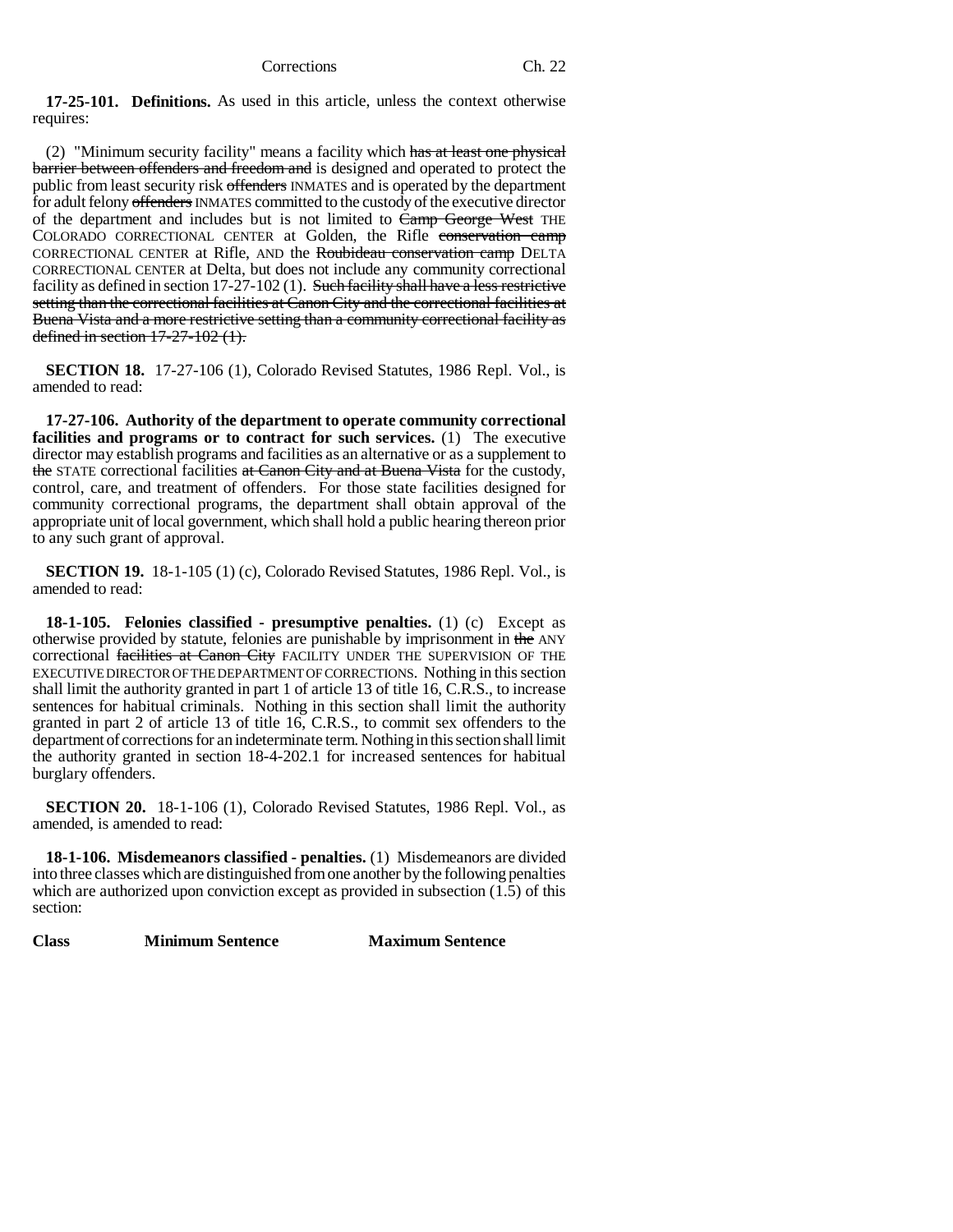**17-25-101. Definitions.** As used in this article, unless the context otherwise requires:

(2) "Minimum security facility" means a facility which ~~has at least one physical barrier between offenders and freedom and~~ is designed and operated to protect the public from least security risk ~~offenders~~ INMATES and is operated by the department for adult felony ~~offenders~~ INMATES committed to the custody of the executive director of the department and includes but is not limited to ~~Camp George West~~ THE COLORADO CORRECTIONAL CENTER at Golden, the Rifle ~~conservation camp~~ CORRECTIONAL CENTER at Rifle, AND the ~~Roubideau conservation camp~~ DELTA CORRECTIONAL CENTER at Delta, but does not include any community correctional facility as defined in section 17-27-102 (1). ~~Such facility shall have a less restrictive setting than the correctional facilities at Canon City and the correctional facilities at Buena Vista and a more restrictive setting than a community correctional facility as defined in section 17-27-102 (1).~~

**SECTION 18.** 17-27-106 (1), Colorado Revised Statutes, 1986 Repl. Vol., is amended to read:

**17-27-106. Authority of the department to operate community correctional facilities and programs or to contract for such services.** (1) The executive director may establish programs and facilities as an alternative or as a supplement to ~~the~~ STATE correctional facilities ~~at Canon City and at Buena Vista~~ for the custody, control, care, and treatment of offenders. For those state facilities designed for community correctional programs, the department shall obtain approval of the appropriate unit of local government, which shall hold a public hearing thereon prior to any such grant of approval.

**SECTION 19.** 18-1-105 (1) (c), Colorado Revised Statutes, 1986 Repl. Vol., is amended to read:

**18-1-105. Felonies classified - presumptive penalties.** (1) (c) Except as otherwise provided by statute, felonies are punishable by imprisonment in ~~the~~ ANY correctional ~~facilities at Canon City~~ FACILITY UNDER THE SUPERVISION OF THE EXECUTIVE DIRECTOR OF THE DEPARTMENT OF CORRECTIONS. Nothing in this section shall limit the authority granted in part 1 of article 13 of title 16, C.R.S., to increase sentences for habitual criminals. Nothing in this section shall limit the authority granted in part 2 of article 13 of title 16, C.R.S., to commit sex offenders to the department of corrections for an indeterminate term. Nothing in this section shall limit the authority granted in section 18-4-202.1 for increased sentences for habitual burglary offenders.

**SECTION 20.** 18-1-106 (1), Colorado Revised Statutes, 1986 Repl. Vol., as amended, is amended to read:

**18-1-106. Misdemeanors classified - penalties.** (1) Misdemeanors are divided into three classes which are distinguished from one another by the following penalties which are authorized upon conviction except as provided in subsection (1.5) of this section:

| Class | Minimum Sentence | Maximum Sentence |
| --- | --- | --- |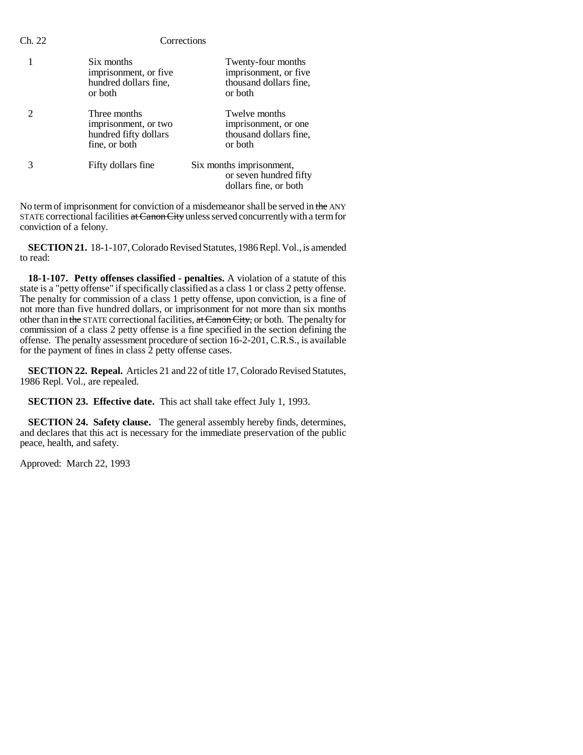| | | |
|---|---|---|
| 1 | Six months imprisonment, or five hundred dollars fine, or both | Twenty-four months imprisonment, or five thousand dollars fine, or both |
| 2 | Three months imprisonment, or two hundred fifty dollars fine, or both | Twelve months imprisonment, or one thousand dollars fine, or both |
| 3 | Fifty dollars fine | Six months imprisonment, or seven hundred fifty dollars fine, or both |

No term of imprisonment for conviction of a misdemeanor shall be served in ~~the~~ ANY STATE correctional facilities ~~at Canon City~~ unless served concurrently with a term for conviction of a felony.

**SECTION 21.** 18-1-107, Colorado Revised Statutes, 1986 Repl. Vol., is amended to read:

**18-1-107. Petty offenses classified - penalties.** A violation of a statute of this state is a "petty offense" if specifically classified as a class 1 or class 2 petty offense. The penalty for commission of a class 1 petty offense, upon conviction, is a fine of not more than five hundred dollars, or imprisonment for not more than six months other than in ~~the~~ STATE correctional facilities, ~~at Canon City,~~ or both. The penalty for commission of a class 2 petty offense is a fine specified in the section defining the offense. The penalty assessment procedure of section 16-2-201, C.R.S., is available for the payment of fines in class 2 petty offense cases.

**SECTION 22. Repeal.** Articles 21 and 22 of title 17, Colorado Revised Statutes, 1986 Repl. Vol., are repealed.

**SECTION 23. Effective date.** This act shall take effect July 1, 1993.

**SECTION 24. Safety clause.** The general assembly hereby finds, determines, and declares that this act is necessary for the immediate preservation of the public peace, health, and safety.

Approved: March 22, 1993